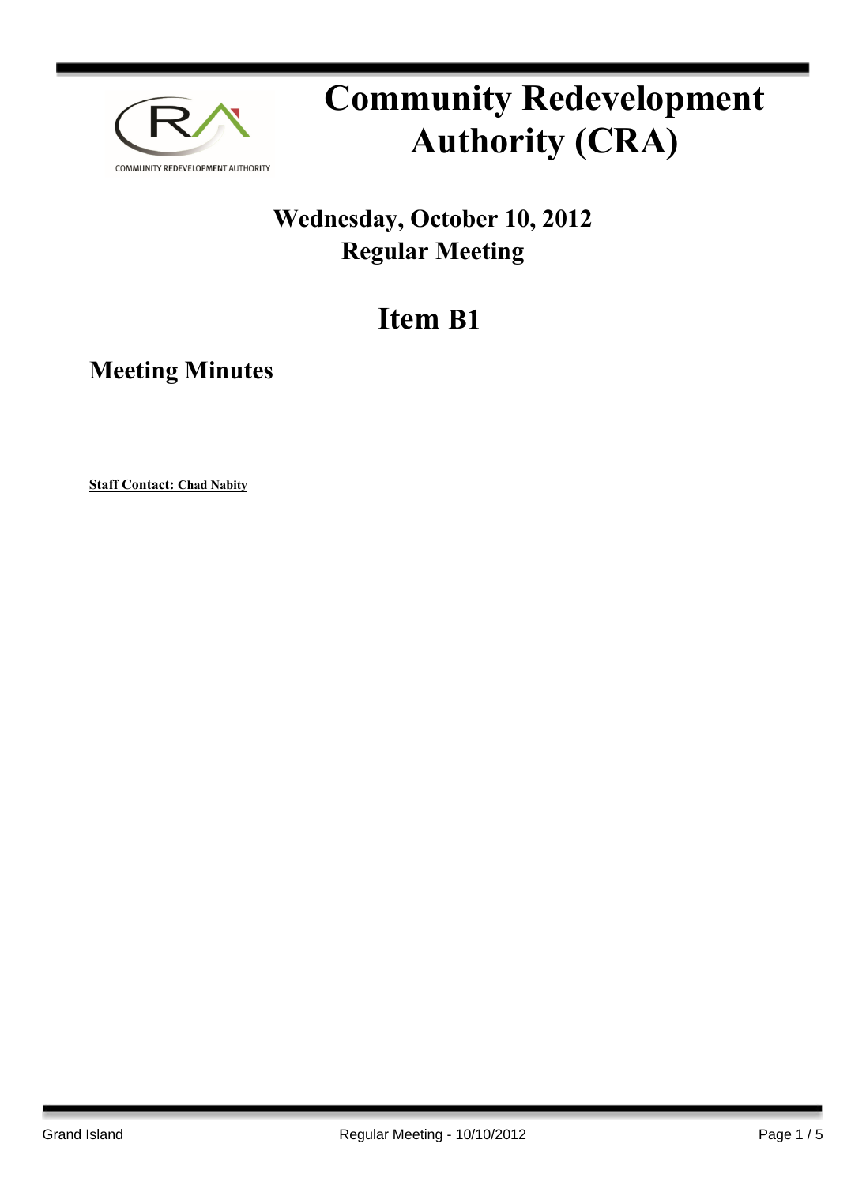# Community Redevelopment Authority (CRA)

## Wednesday, October 10, 2012
## Regular Meeting

# Item B1

## Meeting Minutes

**Staff Contact: Chad Nabity**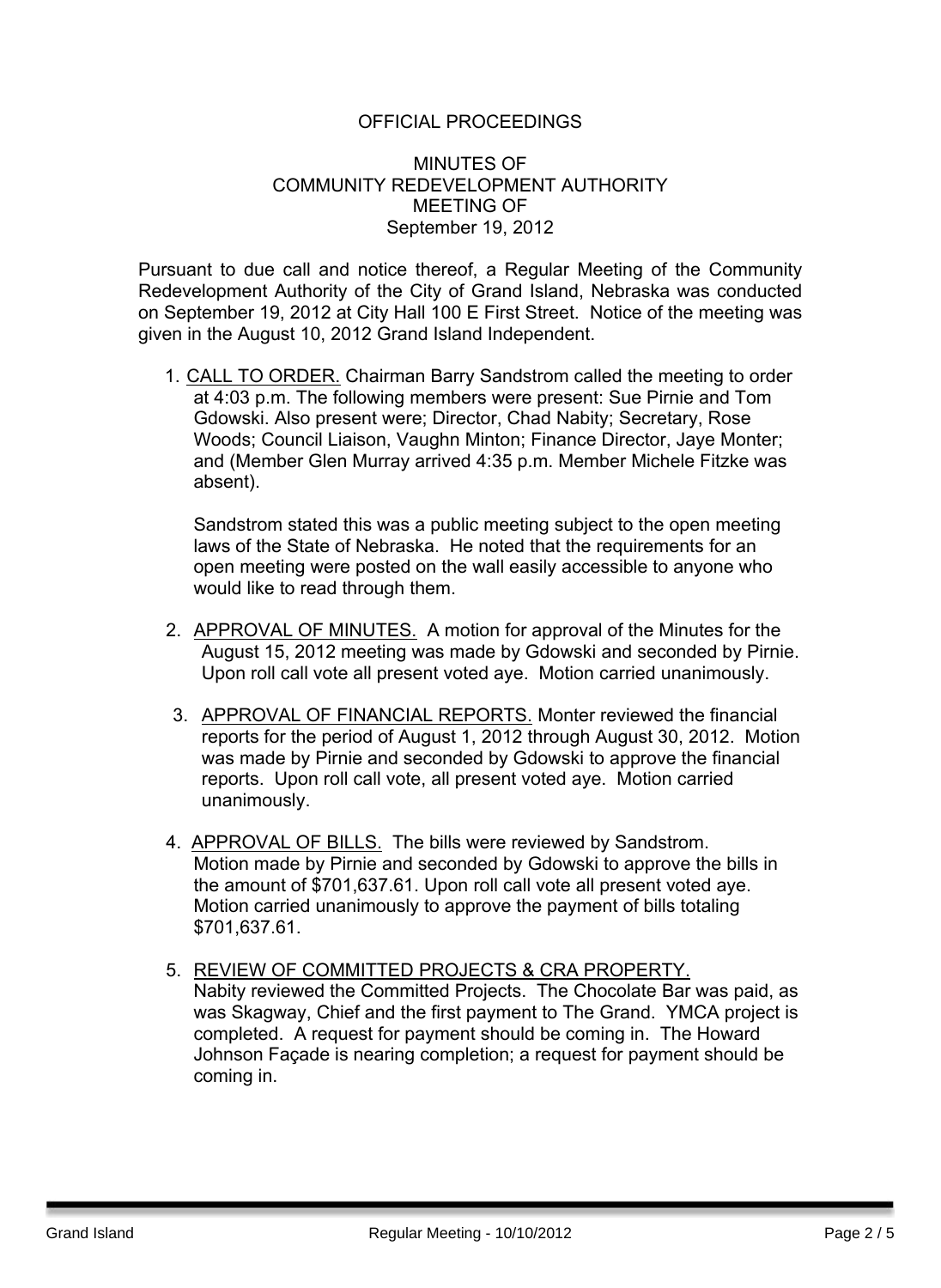OFFICIAL PROCEEDINGS

MINUTES OF
COMMUNITY REDEVELOPMENT AUTHORITY
MEETING OF
September 19, 2012

Pursuant to due call and notice thereof, a Regular Meeting of the Community Redevelopment Authority of the City of Grand Island, Nebraska was conducted on September 19, 2012 at City Hall 100 E First Street. Notice of the meeting was given in the August 10, 2012 Grand Island Independent.

1. CALL TO ORDER. Chairman Barry Sandstrom called the meeting to order at 4:03 p.m. The following members were present: Sue Pirnie and Tom Gdowski. Also present were; Director, Chad Nabity; Secretary, Rose Woods; Council Liaison, Vaughn Minton; Finance Director, Jaye Monter; and (Member Glen Murray arrived 4:35 p.m. Member Michele Fitzke was absent).

   Sandstrom stated this was a public meeting subject to the open meeting laws of the State of Nebraska. He noted that the requirements for an open meeting were posted on the wall easily accessible to anyone who would like to read through them.

2. APPROVAL OF MINUTES. A motion for approval of the Minutes for the August 15, 2012 meeting was made by Gdowski and seconded by Pirnie. Upon roll call vote all present voted aye. Motion carried unanimously.

3. APPROVAL OF FINANCIAL REPORTS. Monter reviewed the financial reports for the period of August 1, 2012 through August 30, 2012. Motion was made by Pirnie and seconded by Gdowski to approve the financial reports. Upon roll call vote, all present voted aye. Motion carried unanimously.

4. APPROVAL OF BILLS. The bills were reviewed by Sandstrom. Motion made by Pirnie and seconded by Gdowski to approve the bills in the amount of $701,637.61. Upon roll call vote all present voted aye. Motion carried unanimously to approve the payment of bills totaling $701,637.61.

5. REVIEW OF COMMITTED PROJECTS & CRA PROPERTY. Nabity reviewed the Committed Projects. The Chocolate Bar was paid, as was Skagway, Chief and the first payment to The Grand. YMCA project is completed. A request for payment should be coming in. The Howard Johnson Façade is nearing completion; a request for payment should be coming in.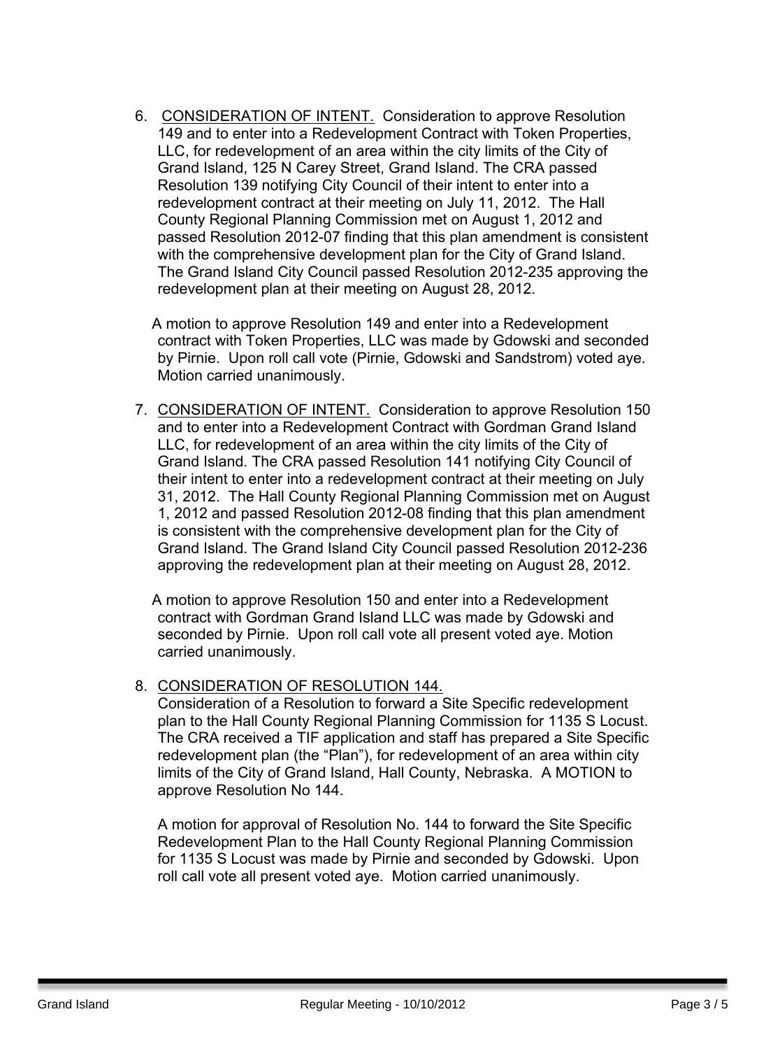6. CONSIDERATION OF INTENT. Consideration to approve Resolution 149 and to enter into a Redevelopment Contract with Token Properties, LLC, for redevelopment of an area within the city limits of the City of Grand Island, 125 N Carey Street, Grand Island. The CRA passed Resolution 139 notifying City Council of their intent to enter into a redevelopment contract at their meeting on July 11, 2012. The Hall County Regional Planning Commission met on August 1, 2012 and passed Resolution 2012-07 finding that this plan amendment is consistent with the comprehensive development plan for the City of Grand Island. The Grand Island City Council passed Resolution 2012-235 approving the redevelopment plan at their meeting on August 28, 2012.

   A motion to approve Resolution 149 and enter into a Redevelopment contract with Token Properties, LLC was made by Gdowski and seconded by Pirnie. Upon roll call vote (Pirnie, Gdowski and Sandstrom) voted aye. Motion carried unanimously.

7. CONSIDERATION OF INTENT. Consideration to approve Resolution 150 and to enter into a Redevelopment Contract with Gordman Grand Island LLC, for redevelopment of an area within the city limits of the City of Grand Island. The CRA passed Resolution 141 notifying City Council of their intent to enter into a redevelopment contract at their meeting on July 31, 2012. The Hall County Regional Planning Commission met on August 1, 2012 and passed Resolution 2012-08 finding that this plan amendment is consistent with the comprehensive development plan for the City of Grand Island. The Grand Island City Council passed Resolution 2012-236 approving the redevelopment plan at their meeting on August 28, 2012.

   A motion to approve Resolution 150 and enter into a Redevelopment contract with Gordman Grand Island LLC was made by Gdowski and seconded by Pirnie. Upon roll call vote all present voted aye. Motion carried unanimously.

8. CONSIDERATION OF RESOLUTION 144.
   Consideration of a Resolution to forward a Site Specific redevelopment plan to the Hall County Regional Planning Commission for 1135 S Locust. The CRA received a TIF application and staff has prepared a Site Specific redevelopment plan (the "Plan"), for redevelopment of an area within city limits of the City of Grand Island, Hall County, Nebraska. A MOTION to approve Resolution No 144.

   A motion for approval of Resolution No. 144 to forward the Site Specific Redevelopment Plan to the Hall County Regional Planning Commission for 1135 S Locust was made by Pirnie and seconded by Gdowski. Upon roll call vote all present voted aye. Motion carried unanimously.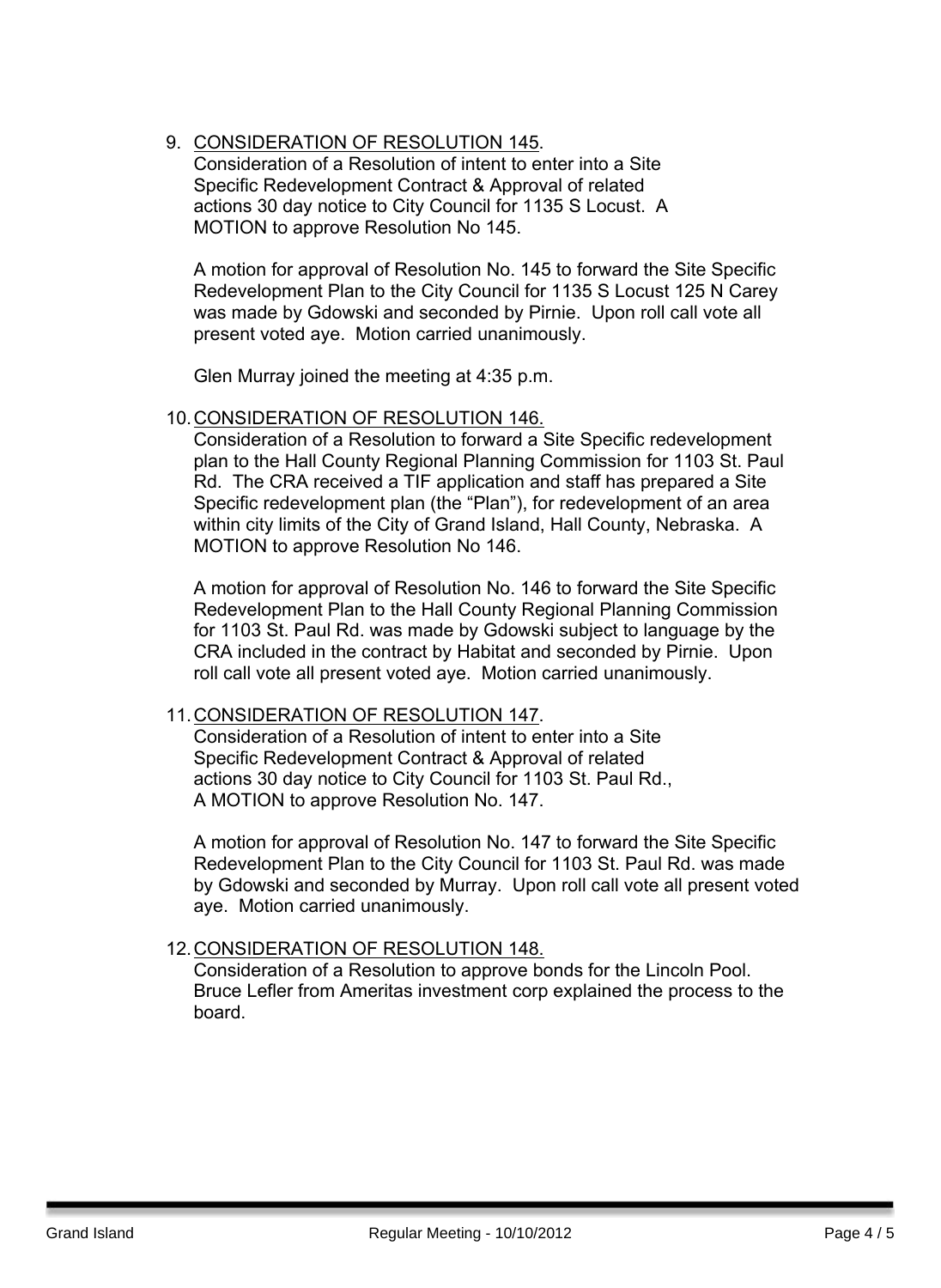9. <u>CONSIDERATION OF RESOLUTION 145</u>.
   Consideration of a Resolution of intent to enter into a Site Specific Redevelopment Contract & Approval of related actions 30 day notice to City Council for 1135 S Locust. A MOTION to approve Resolution No 145.

   A motion for approval of Resolution No. 145 to forward the Site Specific Redevelopment Plan to the City Council for 1135 S Locust 125 N Carey was made by Gdowski and seconded by Pirnie. Upon roll call vote all present voted aye. Motion carried unanimously.

   Glen Murray joined the meeting at 4:35 p.m.

10. <u>CONSIDERATION OF RESOLUTION 146.</u>
    Consideration of a Resolution to forward a Site Specific redevelopment plan to the Hall County Regional Planning Commission for 1103 St. Paul Rd. The CRA received a TIF application and staff has prepared a Site Specific redevelopment plan (the "Plan"), for redevelopment of an area within city limits of the City of Grand Island, Hall County, Nebraska. A MOTION to approve Resolution No 146.

    A motion for approval of Resolution No. 146 to forward the Site Specific Redevelopment Plan to the Hall County Regional Planning Commission for 1103 St. Paul Rd. was made by Gdowski subject to language by the CRA included in the contract by Habitat and seconded by Pirnie. Upon roll call vote all present voted aye. Motion carried unanimously.

11. <u>CONSIDERATION OF RESOLUTION 147</u>.
    Consideration of a Resolution of intent to enter into a Site Specific Redevelopment Contract & Approval of related actions 30 day notice to City Council for 1103 St. Paul Rd., A MOTION to approve Resolution No. 147.

    A motion for approval of Resolution No. 147 to forward the Site Specific Redevelopment Plan to the City Council for 1103 St. Paul Rd. was made by Gdowski and seconded by Murray. Upon roll call vote all present voted aye. Motion carried unanimously.

12. <u>CONSIDERATION OF RESOLUTION 148.</u>
    Consideration of a Resolution to approve bonds for the Lincoln Pool. Bruce Lefler from Ameritas investment corp explained the process to the board.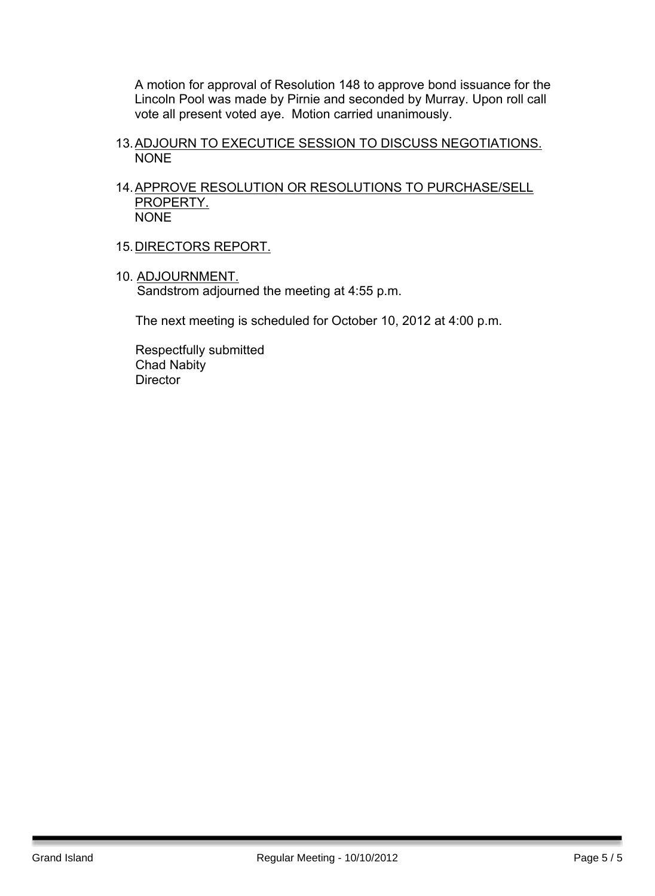A motion for approval of Resolution 148 to approve bond issuance for the Lincoln Pool was made by Pirnie and seconded by Murray. Upon roll call vote all present voted aye. Motion carried unanimously.

13. ADJOURN TO EXECUTICE SESSION TO DISCUSS NEGOTIATIONS.
    NONE

14. APPROVE RESOLUTION OR RESOLUTIONS TO PURCHASE/SELL PROPERTY.
    NONE

15. DIRECTORS REPORT.

10. ADJOURNMENT.
    Sandstrom adjourned the meeting at 4:55 p.m.

The next meeting is scheduled for October 10, 2012 at 4:00 p.m.

Respectfully submitted
Chad Nabity
Director